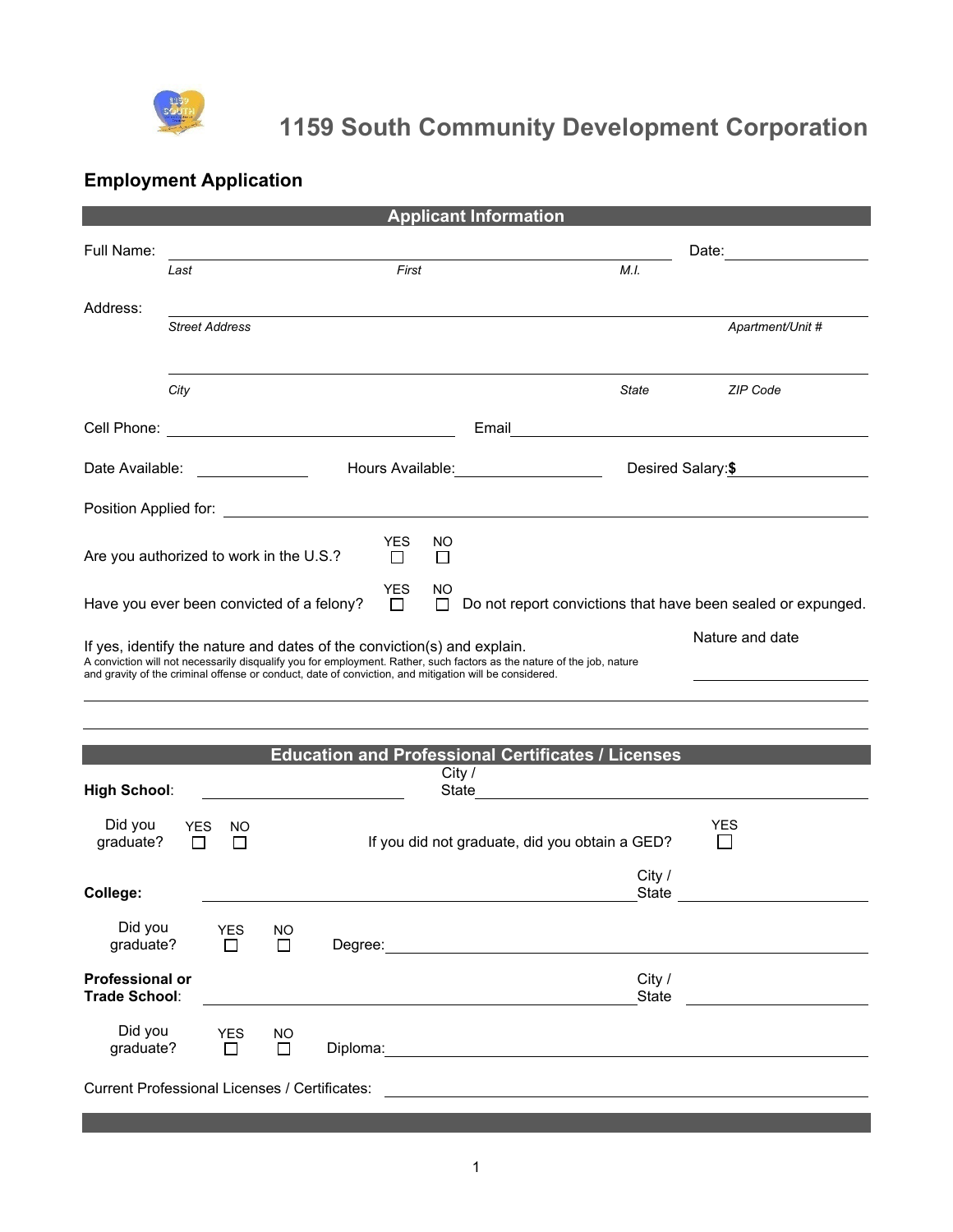# 1159 South Community Development Corporation

## Employment Application

### Applicant Information

Full Name: ______________________________ Date: ______________

*Last* *First* *M.I.*

Address: ______________________________

*Street Address* *Apartment/Unit #*

______________________________

*City* *State* *ZIP Code*

Cell Phone: ______________ Email ______________

Date Available: ______________ Hours Available: ______________ Desired Salary: **$** ______________

Position Applied for: ______________________________

Are you authorized to work in the U.S.? YES ☐ NO ☐

Have you ever been convicted of a felony? YES ☐ NO ☐ Do not report convictions that have been sealed or expunged.

If yes, identify the nature and dates of the conviction(s) and explain.

Nature and date ______________

A conviction will not necessarily disqualify you for employment. Rather, such factors as the nature of the job, nature and gravity of the criminal offense or conduct, date of conviction, and mitigation will be considered.

______________________________

______________________________

### Education and Professional Certificates / Licenses

**High School**: ______________ City / State ______________

Did you graduate? YES ☐ NO ☐ If you did not graduate, did you obtain a GED? YES ☐

**College:** ______________ City / State ______________

Did you graduate? YES ☐ NO ☐ Degree: ______________

**Professional or Trade School**: ______________ City / State ______________

Did you graduate? YES ☐ NO ☐ Diploma: ______________

Current Professional Licenses / Certificates: ______________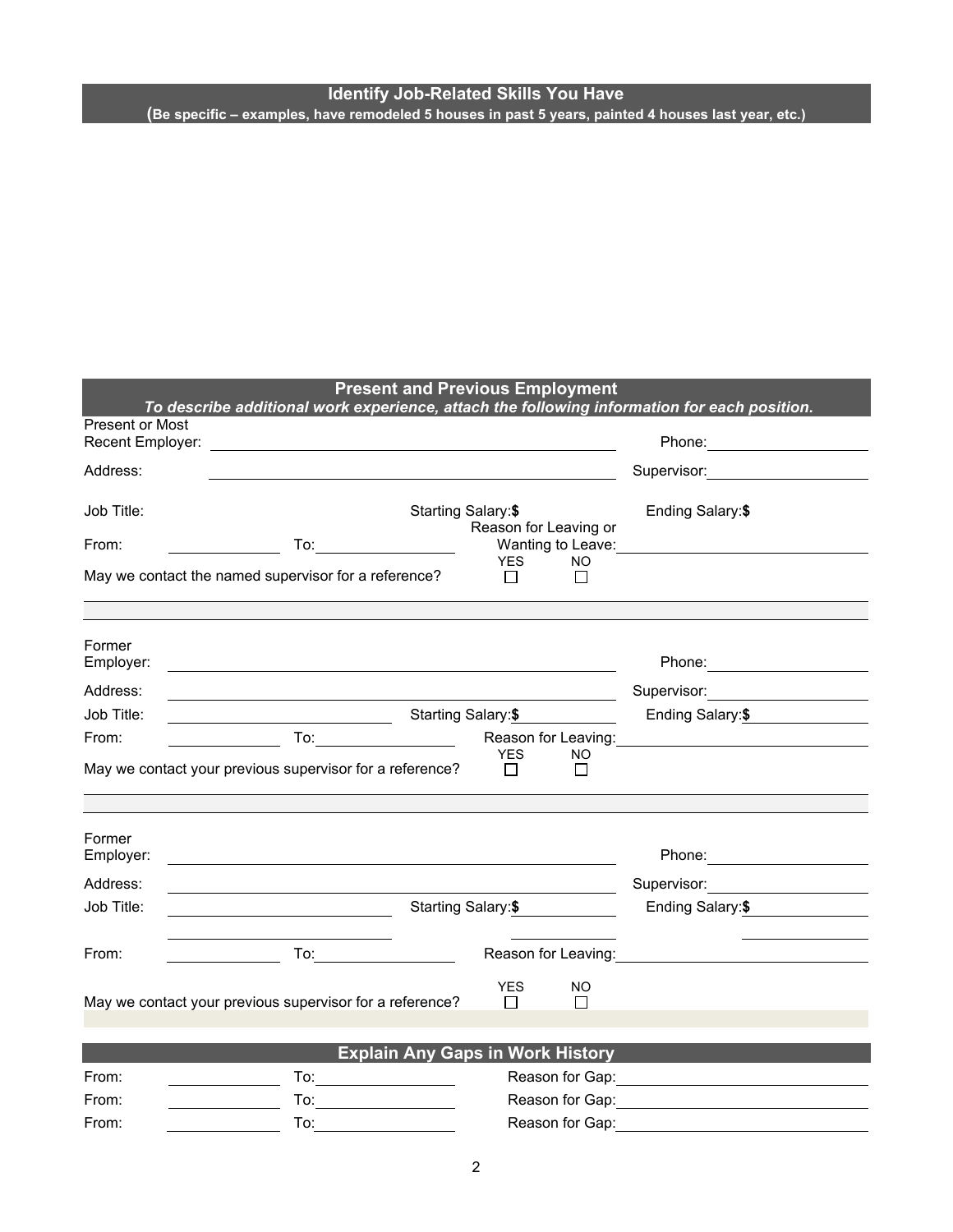## Identify Job-Related Skills You Have

**(Be specific – examples, have remodeled 5 houses in past 5 years, painted 4 houses last year, etc.)**

## Present and Previous Employment

***To describe additional work experience, attach the following information for each position.***

Present or Most Recent Employer: ______________________ Phone: ______________

Address: ______________________ Supervisor: ______________

Job Title: ______________ Starting Salary:**$** ______________ Ending Salary:**$** ______________

From: ______________ To: ______________ Reason for Leaving or Wanting to Leave: ______________

May we contact the named supervisor for a reference? YES ☐ NO ☐

---

Former Employer: ______________________ Phone: ______________

Address: ______________________ Supervisor: ______________

Job Title: ______________ Starting Salary:**$** ______________ Ending Salary:**$** ______________

From: ______________ To: ______________ Reason for Leaving: ______________

May we contact your previous supervisor for a reference? YES ☐ NO ☐

---

Former Employer: ______________________ Phone: ______________

Address: ______________________ Supervisor: ______________

Job Title: ______________ Starting Salary:**$** ______________ Ending Salary:**$** ______________

From: ______________ To: ______________ Reason for Leaving: ______________

May we contact your previous supervisor for a reference? YES ☐ NO ☐

## Explain Any Gaps in Work History

From: ______________ To: ______________ Reason for Gap: ______________

From: ______________ To: ______________ Reason for Gap: ______________

From: ______________ To: ______________ Reason for Gap: ______________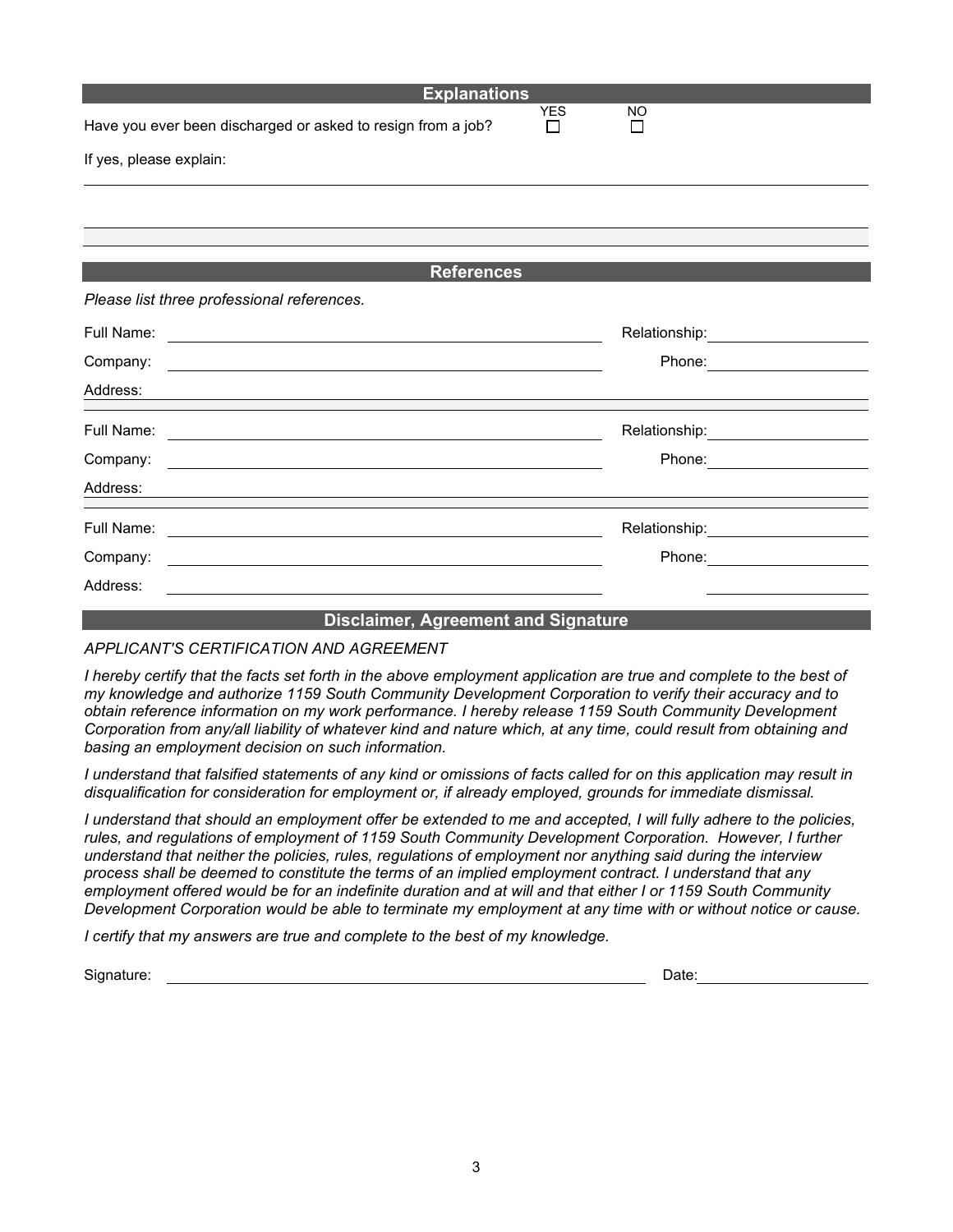## Explanations

Have you ever been discharged or asked to resign from a job? YES ☐ NO ☐

If yes, please explain:

______________________________________________________________________

______________________________________________________________________

______________________________________________________________________

## References

*Please list three professional references.*

Full Name: ______________________________ Relationship: ____________________

Company: ______________________________ Phone: ____________________

Address: ______________________________________________________________

Full Name: ______________________________ Relationship: ____________________

Company: ______________________________ Phone: ____________________

Address: ______________________________________________________________

Full Name: ______________________________ Relationship: ____________________

Company: ______________________________ Phone: ____________________

Address: ______________________________ ____________________

## Disclaimer, Agreement and Signature

*APPLICANT'S CERTIFICATION AND AGREEMENT*

*I hereby certify that the facts set forth in the above employment application are true and complete to the best of my knowledge and authorize 1159 South Community Development Corporation to verify their accuracy and to obtain reference information on my work performance. I hereby release 1159 South Community Development Corporation from any/all liability of whatever kind and nature which, at any time, could result from obtaining and basing an employment decision on such information.*

*I understand that falsified statements of any kind or omissions of facts called for on this application may result in disqualification for consideration for employment or, if already employed, grounds for immediate dismissal.*

*I understand that should an employment offer be extended to me and accepted, I will fully adhere to the policies, rules, and regulations of employment of 1159 South Community Development Corporation. However, I further understand that neither the policies, rules, regulations of employment nor anything said during the interview process shall be deemed to constitute the terms of an implied employment contract. I understand that any employment offered would be for an indefinite duration and at will and that either I or 1159 South Community Development Corporation would be able to terminate my employment at any time with or without notice or cause.*

*I certify that my answers are true and complete to the best of my knowledge.*

Signature: ______________________________ Date: ____________________